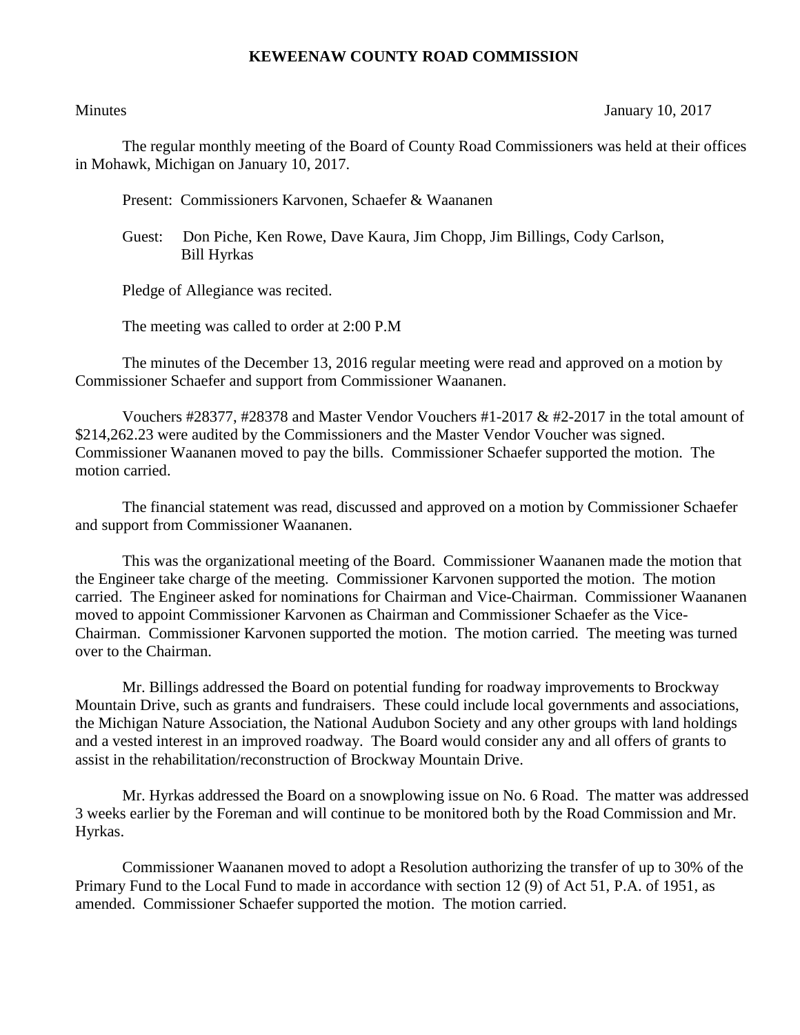# KEWEENAW COUNTY ROAD COMMISSION

Minutes January 10, 2017

The regular monthly meeting of the Board of County Road Commissioners was held at their offices in Mohawk, Michigan on January 10, 2017.

Present: Commissioners Karvonen, Schaefer & Waananen

Guest: Don Piche, Ken Rowe, Dave Kaura, Jim Chopp, Jim Billings, Cody Carlson, Bill Hyrkas

Pledge of Allegiance was recited.

The meeting was called to order at 2:00 P.M

The minutes of the December 13, 2016 regular meeting were read and approved on a motion by Commissioner Schaefer and support from Commissioner Waananen.

Vouchers #28377, #28378 and Master Vendor Vouchers #1-2017 & #2-2017 in the total amount of $214,262.23 were audited by the Commissioners and the Master Vendor Voucher was signed. Commissioner Waananen moved to pay the bills. Commissioner Schaefer supported the motion. The motion carried.

The financial statement was read, discussed and approved on a motion by Commissioner Schaefer and support from Commissioner Waananen.

This was the organizational meeting of the Board. Commissioner Waananen made the motion that the Engineer take charge of the meeting. Commissioner Karvonen supported the motion. The motion carried. The Engineer asked for nominations for Chairman and Vice-Chairman. Commissioner Waananen moved to appoint Commissioner Karvonen as Chairman and Commissioner Schaefer as the Vice-Chairman. Commissioner Karvonen supported the motion. The motion carried. The meeting was turned over to the Chairman.

Mr. Billings addressed the Board on potential funding for roadway improvements to Brockway Mountain Drive, such as grants and fundraisers. These could include local governments and associations, the Michigan Nature Association, the National Audubon Society and any other groups with land holdings and a vested interest in an improved roadway. The Board would consider any and all offers of grants to assist in the rehabilitation/reconstruction of Brockway Mountain Drive.

Mr. Hyrkas addressed the Board on a snowplowing issue on No. 6 Road. The matter was addressed 3 weeks earlier by the Foreman and will continue to be monitored both by the Road Commission and Mr. Hyrkas.

Commissioner Waananen moved to adopt a Resolution authorizing the transfer of up to 30% of the Primary Fund to the Local Fund to made in accordance with section 12 (9) of Act 51, P.A. of 1951, as amended. Commissioner Schaefer supported the motion. The motion carried.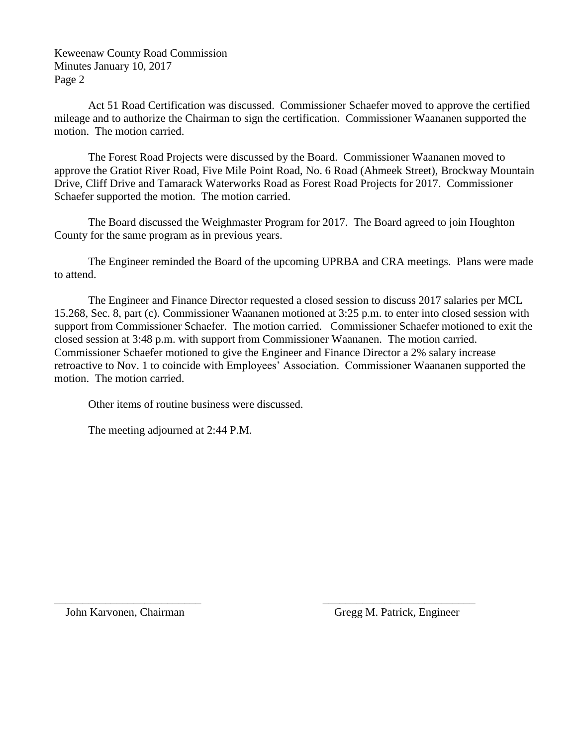Act 51 Road Certification was discussed. Commissioner Schaefer moved to approve the certified mileage and to authorize the Chairman to sign the certification. Commissioner Waananen supported the motion. The motion carried.

The Forest Road Projects were discussed by the Board. Commissioner Waananen moved to approve the Gratiot River Road, Five Mile Point Road, No. 6 Road (Ahmeek Street), Brockway Mountain Drive, Cliff Drive and Tamarack Waterworks Road as Forest Road Projects for 2017. Commissioner Schaefer supported the motion. The motion carried.

The Board discussed the Weighmaster Program for 2017. The Board agreed to join Houghton County for the same program as in previous years.

The Engineer reminded the Board of the upcoming UPRBA and CRA meetings. Plans were made to attend.

The Engineer and Finance Director requested a closed session to discuss 2017 salaries per MCL 15.268, Sec. 8, part (c). Commissioner Waananen motioned at 3:25 p.m. to enter into closed session with support from Commissioner Schaefer. The motion carried. Commissioner Schaefer motioned to exit the closed session at 3:48 p.m. with support from Commissioner Waananen. The motion carried. Commissioner Schaefer motioned to give the Engineer and Finance Director a 2% salary increase retroactive to Nov. 1 to coincide with Employees' Association. Commissioner Waananen supported the motion. The motion carried.

Other items of routine business were discussed.

The meeting adjourned at 2:44 P.M.

\_\_\_\_\_\_\_\_\_\_\_\_\_\_\_\_\_\_\_\_\_\_\_\_\_\_
John Karvonen, Chairman

\_\_\_\_\_\_\_\_\_\_\_\_\_\_\_\_\_\_\_\_\_\_\_\_\_\_
Gregg M. Patrick, Engineer